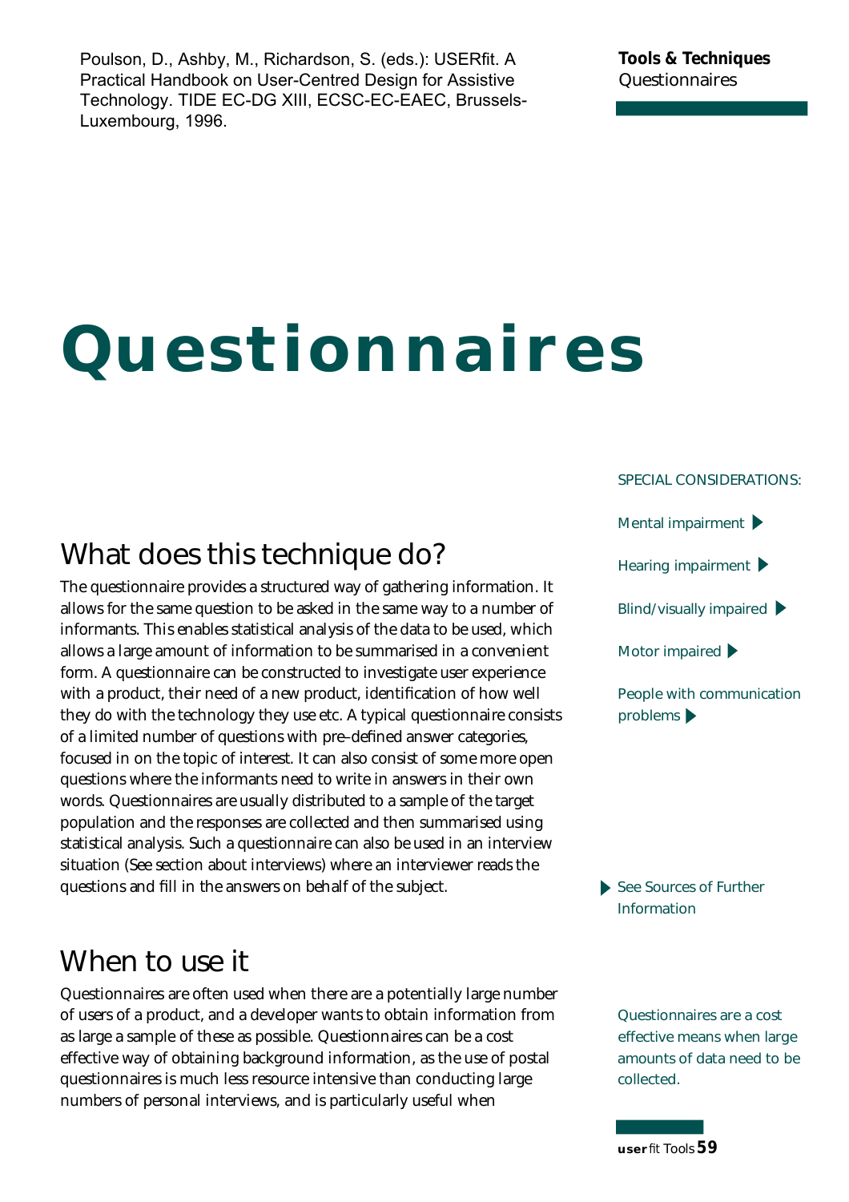Poulson, D., Ashby, M., Richardson, S. (eds.): USERfit. A Practical Handbook on User-Centred Design for Assistive Technology. TIDE EC-DG XIII, ECSC-EC-EAEC, Brussels-Luxembourg, 1996.

**Tools & Techniques**
Questionnaires

# Questionnaires

SPECIAL CONSIDERATIONS:

Mental impairment ▶

Hearing impairment ▶

Blind/visually impaired ▶

Motor impaired ▶

People with communication problems ▶

## What does this technique do?

The questionnaire provides a structured way of gathering information. It allows for the same question to be asked in the same way to a number of informants. This enables statistical analysis of the data to be used, which allows a large amount of information to be summarised in a convenient form. A questionnaire can be constructed to investigate user experience with a product, their need of a new product, identification of how well they do with the technology they use etc. A typical questionnaire consists of a limited number of questions with pre–defined answer categories, focused in on the topic of interest. It can also consist of some more open questions where the informants need to write in answers in their own words. Questionnaires are usually distributed to a sample of the target population and the responses are collected and then summarised using statistical analysis. Such a questionnaire can also be used in an interview situation (See section about interviews) where an interviewer reads the questions and fill in the answers on behalf of the subject.

▶ See Sources of Further Information

## When to use it

Questionnaires are often used when there are a potentially large number of users of a product, and a developer wants to obtain information from as large a sample of these as possible. Questionnaires can be a cost effective way of obtaining background information, as the use of postal questionnaires is much less resource intensive than conducting large numbers of personal interviews, and is particularly useful when

Questionnaires are a cost effective means when large amounts of data need to be collected.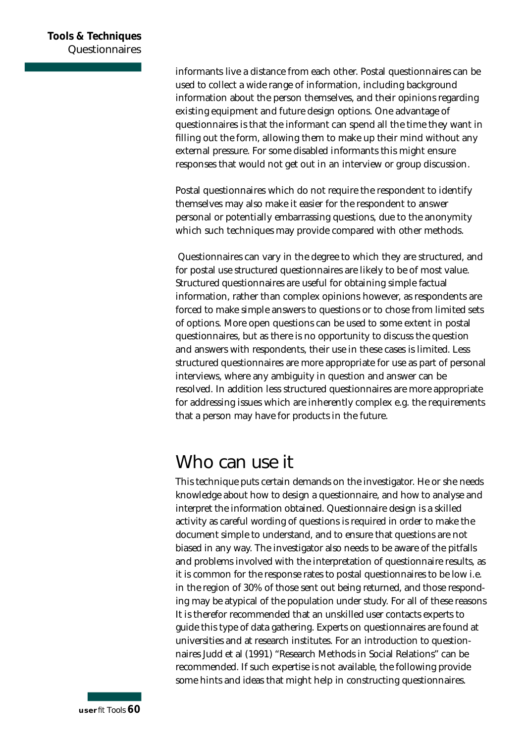informants live a distance from each other. Postal questionnaires can be used to collect a wide range of information, including background information about the person themselves, and their opinions regarding existing equipment and future design options. One advantage of questionnaires is that the informant can spend all the time they want in filling out the form, allowing them to make up their mind without any external pressure. For some disabled informants this might ensure responses that would not get out in an interview or group discussion.

Postal questionnaires which do not require the respondent to identify themselves may also make it easier for the respondent to answer personal or potentially embarrassing questions, due to the anonymity which such techniques may provide compared with other methods.

Questionnaires can vary in the degree to which they are structured, and for postal use structured questionnaires are likely to be of most value. Structured questionnaires are useful for obtaining simple factual information, rather than complex opinions however, as respondents are forced to make simple answers to questions or to chose from limited sets of options. More open questions can be used to some extent in postal questionnaires, but as there is no opportunity to discuss the question and answers with respondents, their use in these cases is limited. Less structured questionnaires are more appropriate for use as part of personal interviews, where any ambiguity in question and answer can be resolved. In addition less structured questionnaires are more appropriate for addressing issues which are inherently complex e.g. the requirements that a person may have for products in the future.

## Who can use it

This technique puts certain demands on the investigator. He or she needs knowledge about how to design a questionnaire, and how to analyse and interpret the information obtained. Questionnaire design is a skilled activity as careful wording of questions is required in order to make the document simple to understand, and to ensure that questions are not biased in any way. The investigator also needs to be aware of the pitfalls and problems involved with the interpretation of questionnaire results, as it is common for the response rates to postal questionnaires to be low i.e. in the region of 30% of those sent out being returned, and those responding may be atypical of the population under study. For all of these reasons It is therefor recommended that an unskilled user contacts experts to guide this type of data gathering. Experts on questionnaires are found at universities and at research institutes. For an introduction to questionnaires Judd et al (1991) "Research Methods in Social Relations" can be recommended. If such expertise is not available, the following provide some hints and ideas that might help in constructing questionnaires.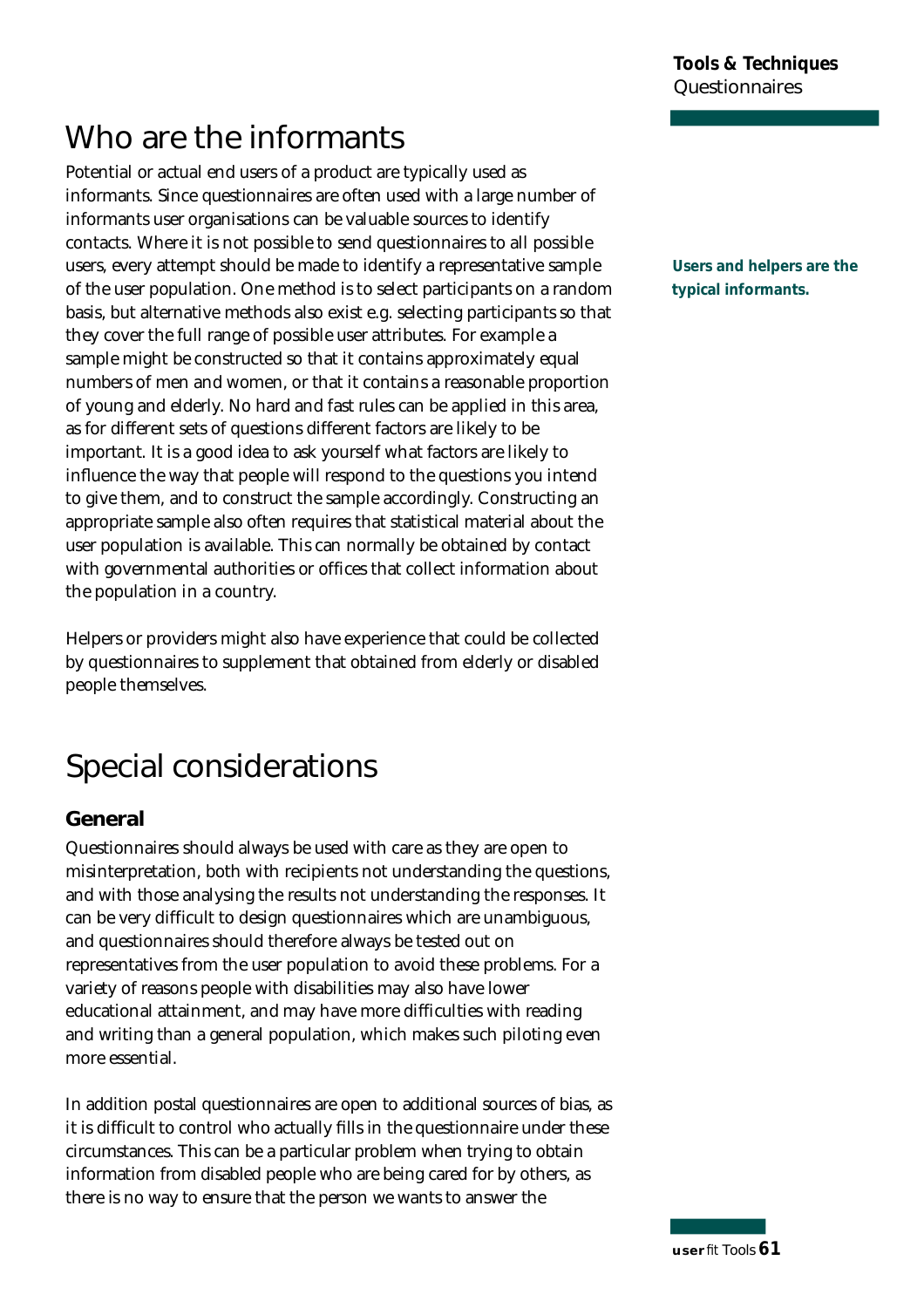# Who are the informants

Potential or actual end users of a product are typically used as informants. Since questionnaires are often used with a large number of informants user organisations can be valuable sources to identify contacts. Where it is not possible to send questionnaires to all possible users, every attempt should be made to identify a representative sample of the user population. One method is to select participants on a random basis, but alternative methods also exist e.g. selecting participants so that they cover the full range of possible user attributes. For example a sample might be constructed so that it contains approximately equal numbers of men and women, or that it contains a reasonable proportion of young and elderly. No hard and fast rules can be applied in this area, as for different sets of questions different factors are likely to be important. It is a good idea to ask yourself what factors are likely to influence the way that people will respond to the questions you intend to give them, and to construct the sample accordingly. Constructing an appropriate sample also often requires that statistical material about the user population is available. This can normally be obtained by contact with governmental authorities or offices that collect information about the population in a country.

**Users and helpers are the typical informants.**

Helpers or providers might also have experience that could be collected by questionnaires to supplement that obtained from elderly or disabled people themselves.

# Special considerations

## General

Questionnaires should always be used with care as they are open to misinterpretation, both with recipients not understanding the questions, and with those analysing the results not understanding the responses. It can be very difficult to design questionnaires which are unambiguous, and questionnaires should therefore always be tested out on representatives from the user population to avoid these problems. For a variety of reasons people with disabilities may also have lower educational attainment, and may have more difficulties with reading and writing than a general population, which makes such piloting even more essential.

In addition postal questionnaires are open to additional sources of bias, as it is difficult to control who actually fills in the questionnaire under these circumstances. This can be a particular problem when trying to obtain information from disabled people who are being cared for by others, as there is no way to ensure that the person we wants to answer the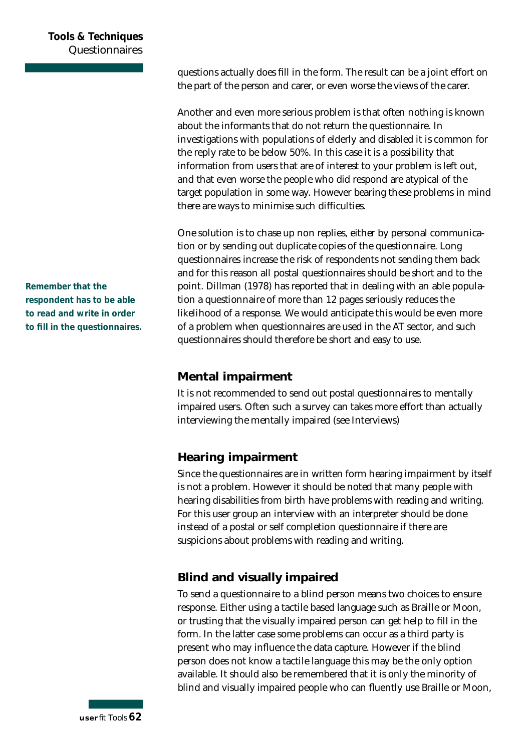questions actually does fill in the form. The result can be a joint effort on the part of the person and carer, or even worse the views of the carer.

Another and even more serious problem is that often nothing is known about the informants that do not return the questionnaire. In investigations with populations of elderly and disabled it is common for the reply rate to be below 50%. In this case it is a possibility that information from users that are of interest to your problem is left out, and that even worse the people who did respond are atypical of the target population in some way. However bearing these problems in mind there are ways to minimise such difficulties.

**Remember that the respondent has to be able to read and write in order to fill in the questionnaires.**

One solution is to chase up non replies, either by personal communication or by sending out duplicate copies of the questionnaire. Long questionnaires increase the risk of respondents not sending them back and for this reason all postal questionnaires should be short and to the point. Dillman (1978) has reported that in dealing with an able population a questionnaire of more than 12 pages seriously reduces the likelihood of a response. We would anticipate this would be even more of a problem when questionnaires are used in the AT sector, and such questionnaires should therefore be short and easy to use.

## Mental impairment

It is not recommended to send out postal questionnaires to mentally impaired users. Often such a survey can takes more effort than actually interviewing the mentally impaired (see Interviews)

## Hearing impairment

Since the questionnaires are in written form hearing impairment by itself is not a problem. However it should be noted that many people with hearing disabilities from birth have problems with reading and writing. For this user group an interview with an interpreter should be done instead of a postal or self completion questionnaire if there are suspicions about problems with reading and writing.

## Blind and visually impaired

To send a questionnaire to a blind person means two choices to ensure response. Either using a tactile based language such as Braille or Moon, or trusting that the visually impaired person can get help to fill in the form. In the latter case some problems can occur as a third party is present who may influence the data capture. However if the blind person does not know a tactile language this may be the only option available. It should also be remembered that it is only the minority of blind and visually impaired people who can fluently use Braille or Moon,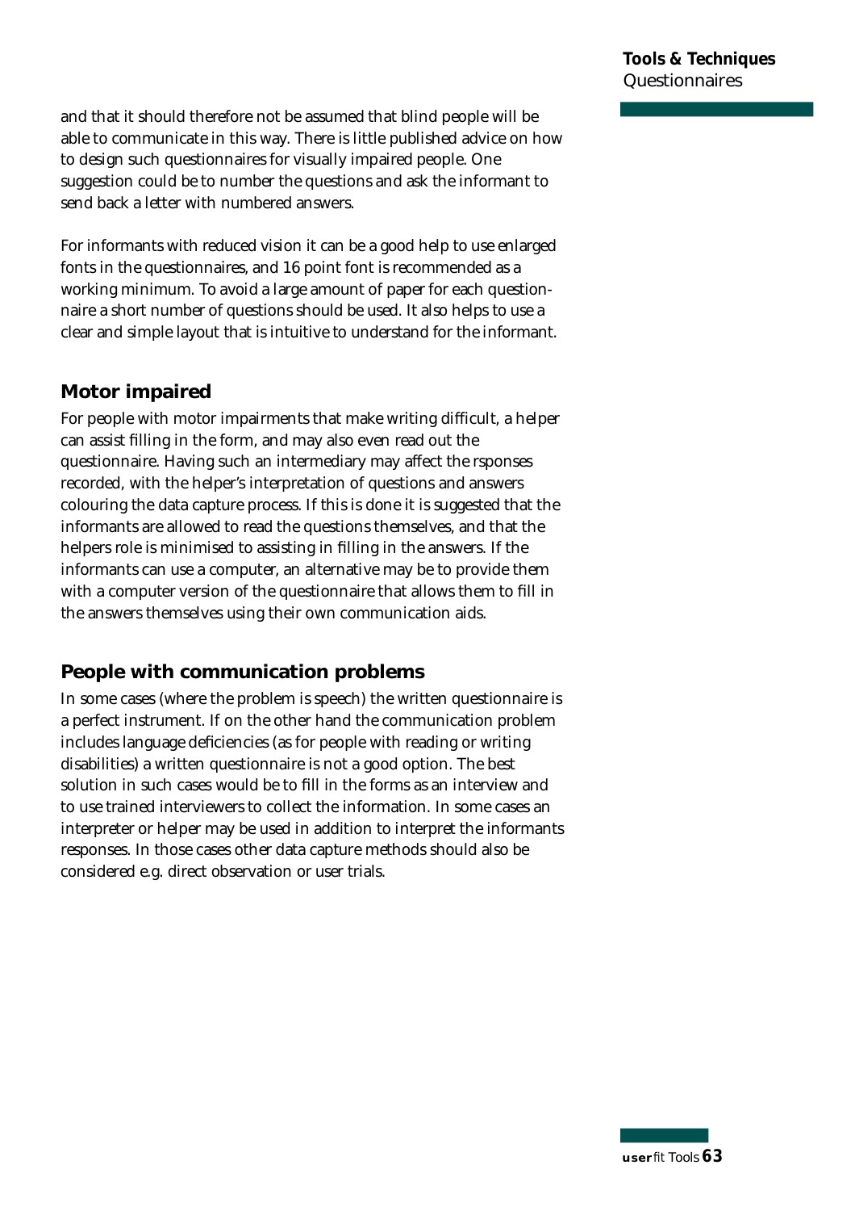and that it should therefore not be assumed that blind people will be able to communicate in this way. There is little published advice on how to design such questionnaires for visually impaired people. One suggestion could be to number the questions and ask the informant to send back a letter with numbered answers.

For informants with reduced vision it can be a good help to use enlarged fonts in the questionnaires, and 16 point font is recommended as a working minimum. To avoid a large amount of paper for each questionnaire a short number of questions should be used. It also helps to use a clear and simple layout that is intuitive to understand for the informant.

## Motor impaired

For people with motor impairments that make writing difficult, a helper can assist filling in the form, and may also even read out the questionnaire. Having such an intermediary may affect the rsponses recorded, with the helper's interpretation of questions and answers colouring the data capture process. If this is done it is suggested that the informants are allowed to read the questions themselves, and that the helpers role is minimised to assisting in filling in the answers. If the informants can use a computer, an alternative may be to provide them with a computer version of the questionnaire that allows them to fill in the answers themselves using their own communication aids.

## People with communication problems

In some cases (where the problem is speech) the written questionnaire is a perfect instrument. If on the other hand the communication problem includes language deficiencies (as for people with reading or writing disabilities) a written questionnaire is not a good option. The best solution in such cases would be to fill in the forms as an interview and to use trained interviewers to collect the information. In some cases an interpreter or helper may be used in addition to interpret the informants responses. In those cases other data capture methods should also be considered e.g. direct observation or user trials.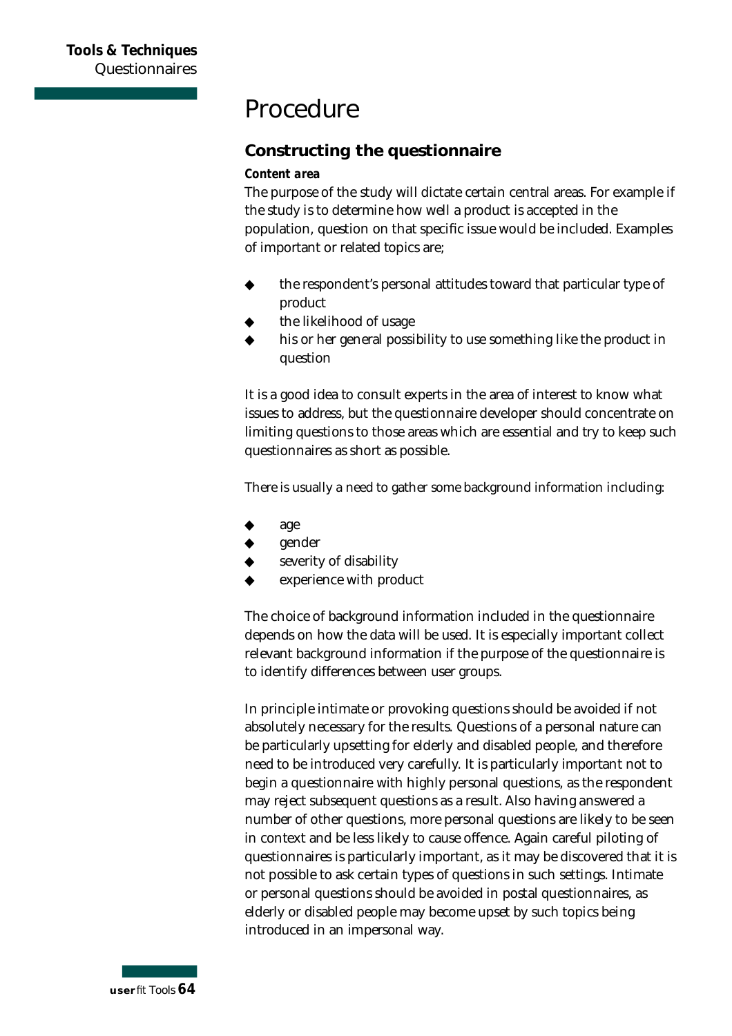# Procedure

## Constructing the questionnaire

***Content area***

The purpose of the study will dictate certain central areas. For example if the study is to determine how well a product is accepted in the population, question on that specific issue would be included. Examples of important or related topics are;

- the respondent's personal attitudes toward that particular type of product
- the likelihood of usage
- his or her general possibility to use something like the product in question

It is a good idea to consult experts in the area of interest to know what issues to address, but the questionnaire developer should concentrate on limiting questions to those areas which are essential and try to keep such questionnaires as short as possible.

There is usually a need to gather some background information including:

- age
- gender
- severity of disability
- experience with product

The choice of background information included in the questionnaire depends on how the data will be used. It is especially important collect relevant background information if the purpose of the questionnaire is to identify differences between user groups.

In principle intimate or provoking questions should be avoided if not absolutely necessary for the results. Questions of a personal nature can be particularly upsetting for elderly and disabled people, and therefore need to be introduced very carefully. It is particularly important not to begin a questionnaire with highly personal questions, as the respondent may reject subsequent questions as a result. Also having answered a number of other questions, more personal questions are likely to be seen in context and be less likely to cause offence. Again careful piloting of questionnaires is particularly important, as it may be discovered that it is not possible to ask certain types of questions in such settings. Intimate or personal questions should be avoided in postal questionnaires, as elderly or disabled people may become upset by such topics being introduced in an impersonal way.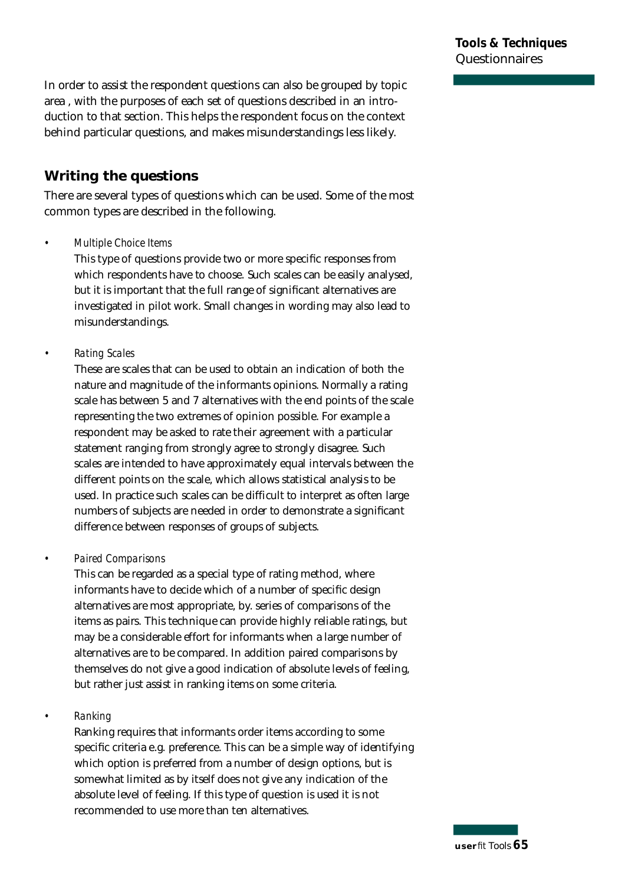In order to assist the respondent questions can also be grouped by topic area , with the purposes of each set of questions described in an introduction to that section. This helps the respondent focus on the context behind particular questions, and makes misunderstandings less likely.

## Writing the questions

There are several types of questions which can be used. Some of the most common types are described in the following.

- *Multiple Choice Items*
  This type of questions provide two or more specific responses from which respondents have to choose. Such scales can be easily analysed, but it is important that the full range of significant alternatives are investigated in pilot work. Small changes in wording may also lead to misunderstandings.

- *Rating Scales*
  These are scales that can be used to obtain an indication of both the nature and magnitude of the informants opinions. Normally a rating scale has between 5 and 7 alternatives with the end points of the scale representing the two extremes of opinion possible. For example a respondent may be asked to rate their agreement with a particular statement ranging from strongly agree to strongly disagree. Such scales are intended to have approximately equal intervals between the different points on the scale, which allows statistical analysis to be used. In practice such scales can be difficult to interpret as often large numbers of subjects are needed in order to demonstrate a significant difference between responses of groups of subjects.

- *Paired Comparisons*
  This can be regarded as a special type of rating method, where informants have to decide which of a number of specific design alternatives are most appropriate, by. series of comparisons of the items as pairs. This technique can provide highly reliable ratings, but may be a considerable effort for informants when a large number of alternatives are to be compared. In addition paired comparisons by themselves do not give a good indication of absolute levels of feeling, but rather just assist in ranking items on some criteria.

- *Ranking*
  Ranking requires that informants order items according to some specific criteria e.g. preference. This can be a simple way of identifying which option is preferred from a number of design options, but is somewhat limited as by itself does not give any indication of the absolute level of feeling. If this type of question is used it is not recommended to use more than ten alternatives.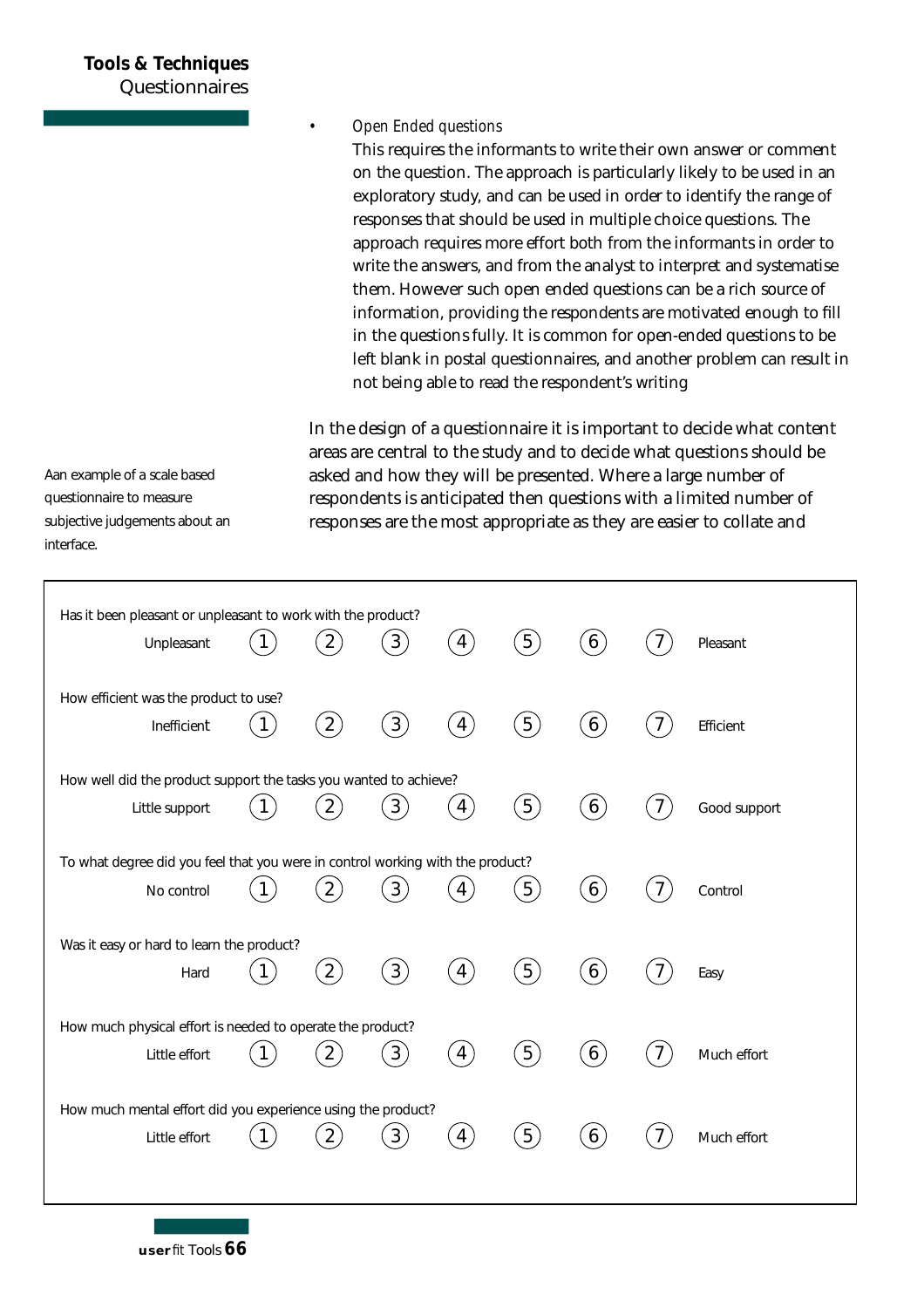- *Open Ended questions*
  This requires the informants to write their own answer or comment on the question. The approach is particularly likely to be used in an exploratory study, and can be used in order to identify the range of responses that should be used in multiple choice questions. The approach requires more effort both from the informants in order to write the answers, and from the analyst to interpret and systematise them. However such open ended questions can be a rich source of information, providing the respondents are motivated enough to fill in the questions fully. It is common for open-ended questions to be left blank in postal questionnaires, and another problem can result in not being able to read the respondent's writing

In the design of a questionnaire it is important to decide what content areas are central to the study and to decide what questions should be asked and how they will be presented. Where a large number of respondents is anticipated then questions with a limited number of responses are the most appropriate as they are easier to collate and

Aan example of a scale based questionnaire to measure subjective judgements about an interface.

Has it been pleasant or unpleasant to work with the product?

Unpleasant (1) (2) (3) (4) (5) (6) (7) Pleasant

How efficient was the product to use?

Inefficient (1) (2) (3) (4) (5) (6) (7) Efficient

How well did the product support the tasks you wanted to achieve?

Little support (1) (2) (3) (4) (5) (6) (7) Good support

To what degree did you feel that you were in control working with the product?

No control (1) (2) (3) (4) (5) (6) (7) Control

Was it easy or hard to learn the product?

Hard (1) (2) (3) (4) (5) (6) (7) Easy

How much physical effort is needed to operate the product?

Little effort (1) (2) (3) (4) (5) (6) (7) Much effort

How much mental effort did you experience using the product?

Little effort (1) (2) (3) (4) (5) (6) (7) Much effort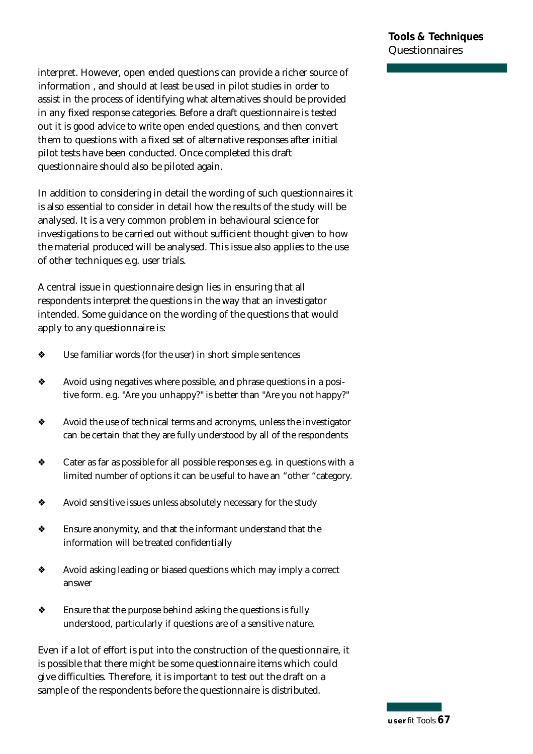interpret. However, open ended questions can provide a richer source of information , and should at least be used in pilot studies in order to assist in the process of identifying what alternatives should be provided in any fixed response categories. Before a draft questionnaire is tested out it is good advice to write open ended questions, and then convert them to questions with a fixed set of alternative responses after initial pilot tests have been conducted. Once completed this draft questionnaire should also be piloted again.

In addition to considering in detail the wording of such questionnaires it is also essential to consider in detail how the results of the study will be analysed. It is a very common problem in behavioural science for investigations to be carried out without sufficient thought given to how the material produced will be analysed. This issue also applies to the use of other techniques e.g. user trials.

A central issue in questionnaire design lies in ensuring that all respondents interpret the questions in the way that an investigator intended. Some guidance on the wording of the questions that would apply to any questionnaire is:

- Use familiar words (for the user) in short simple sentences
- Avoid using negatives where possible, and phrase questions in a positive form. e.g. "Are you unhappy?" is better than "Are you not happy?"
- Avoid the use of technical terms and acronyms, unless the investigator can be certain that they are fully understood by all of the respondents
- Cater as far as possible for all possible responses e.g. in questions with a limited number of options it can be useful to have an "other "category.
- Avoid sensitive issues unless absolutely necessary for the study
- Ensure anonymity, and that the informant understand that the information will be treated confidentially
- Avoid asking leading or biased questions which may imply a correct answer
- Ensure that the purpose behind asking the questions is fully understood, particularly if questions are of a sensitive nature.

Even if a lot of effort is put into the construction of the questionnaire, it is possible that there might be some questionnaire items which could give difficulties. Therefore, it is important to test out the draft on a sample of the respondents before the questionnaire is distributed.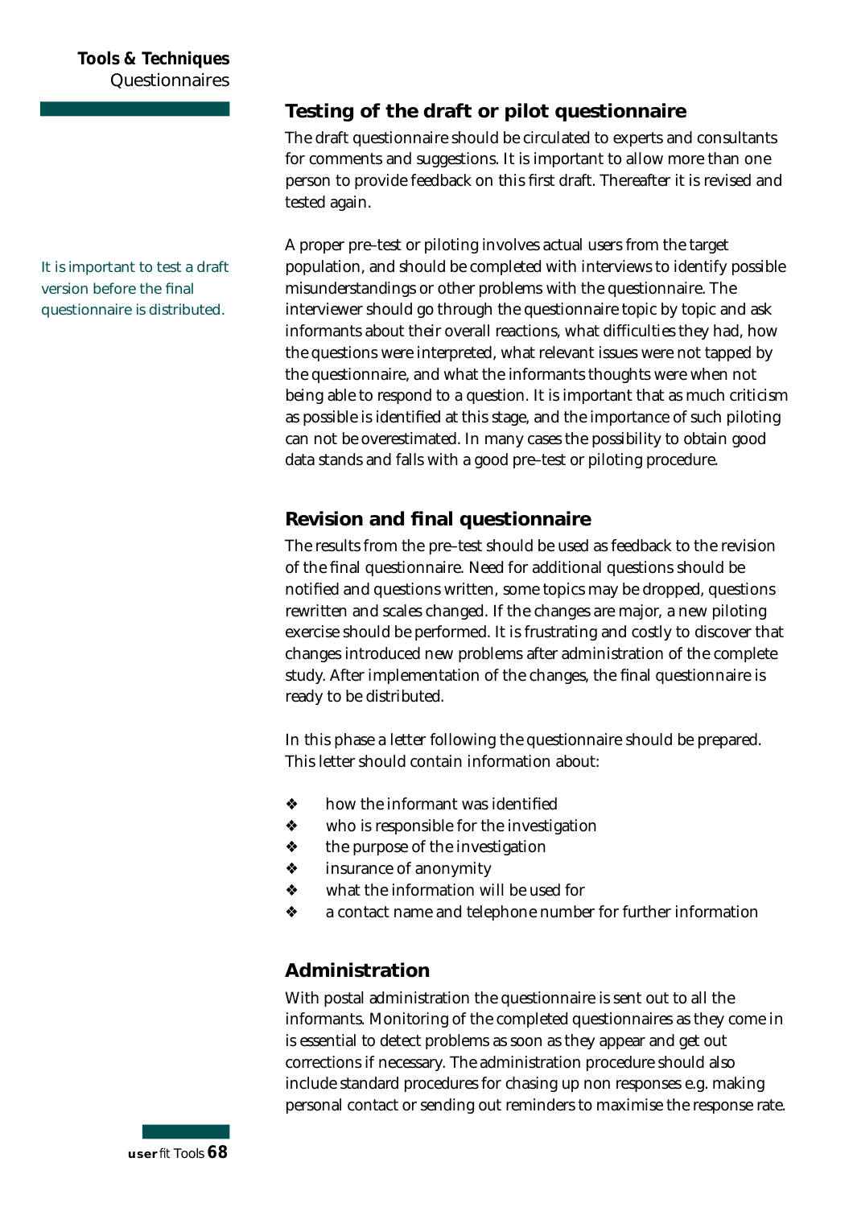## Testing of the draft or pilot questionnaire

The draft questionnaire should be circulated to experts and consultants for comments and suggestions. It is important to allow more than one person to provide feedback on this first draft. Thereafter it is revised and tested again.

It is important to test a draft version before the final questionnaire is distributed.

A proper pre–test or piloting involves actual users from the target population, and should be completed with interviews to identify possible misunderstandings or other problems with the questionnaire. The interviewer should go through the questionnaire topic by topic and ask informants about their overall reactions, what difficulties they had, how the questions were interpreted, what relevant issues were not tapped by the questionnaire, and what the informants thoughts were when not being able to respond to a question. It is important that as much criticism as possible is identified at this stage, and the importance of such piloting can not be overestimated. In many cases the possibility to obtain good data stands and falls with a good pre–test or piloting procedure.

## Revision and final questionnaire

The results from the pre–test should be used as feedback to the revision of the final questionnaire. Need for additional questions should be notified and questions written, some topics may be dropped, questions rewritten and scales changed. If the changes are major, a new piloting exercise should be performed. It is frustrating and costly to discover that changes introduced new problems after administration of the complete study. After implementation of the changes, the final questionnaire is ready to be distributed.

In this phase a letter following the questionnaire should be prepared. This letter should contain information about:

- how the informant was identified
- who is responsible for the investigation
- the purpose of the investigation
- insurance of anonymity
- what the information will be used for
- a contact name and telephone number for further information

## Administration

With postal administration the questionnaire is sent out to all the informants. Monitoring of the completed questionnaires as they come in is essential to detect problems as soon as they appear and get out corrections if necessary. The administration procedure should also include standard procedures for chasing up non responses e.g. making personal contact or sending out reminders to maximise the response rate.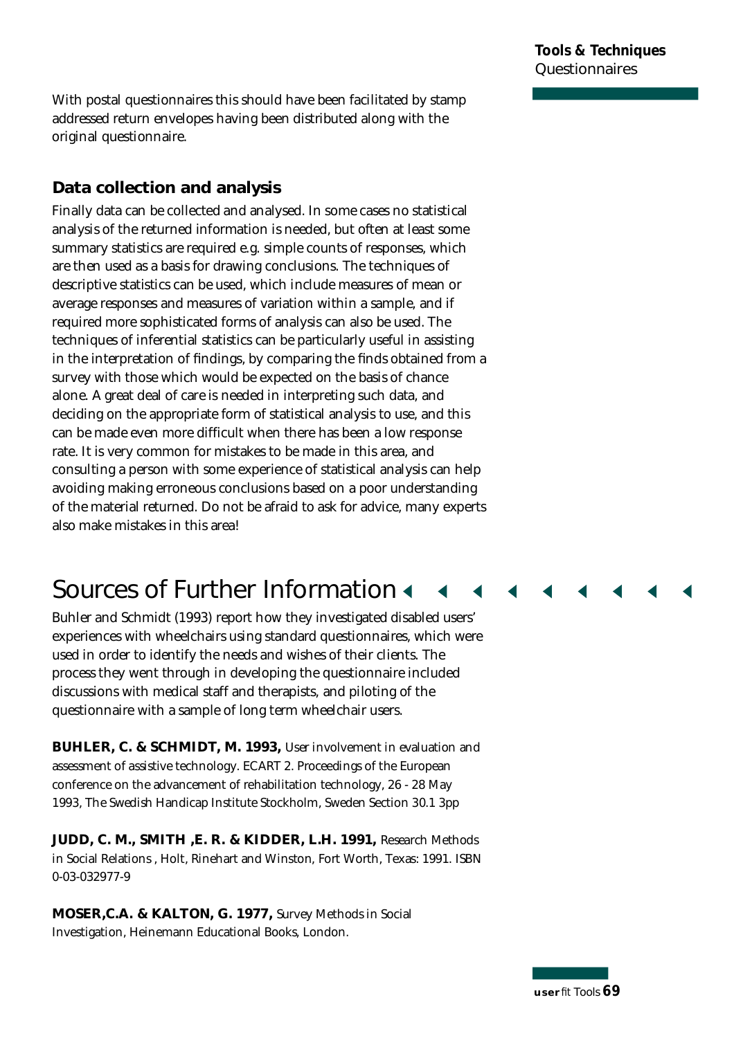With postal questionnaires this should have been facilitated by stamp addressed return envelopes having been distributed along with the original questionnaire.

### Data collection and analysis

Finally data can be collected and analysed. In some cases no statistical analysis of the returned information is needed, but often at least some summary statistics are required e.g. simple counts of responses, which are then used as a basis for drawing conclusions. The techniques of descriptive statistics can be used, which include measures of mean or average responses and measures of variation within a sample, and if required more sophisticated forms of analysis can also be used. The techniques of inferential statistics can be particularly useful in assisting in the interpretation of findings, by comparing the finds obtained from a survey with those which would be expected on the basis of chance alone. A great deal of care is needed in interpreting such data, and deciding on the appropriate form of statistical analysis to use, and this can be made even more difficult when there has been a low response rate. It is very common for mistakes to be made in this area, and consulting a person with some experience of statistical analysis can help avoiding making erroneous conclusions based on a poor understanding of the material returned. Do not be afraid to ask for advice, many experts also make mistakes in this area!

## Sources of Further Information

Buhler and Schmidt (1993) report how they investigated disabled users' experiences with wheelchairs using standard questionnaires, which were used in order to identify the needs and wishes of their clients. The process they went through in developing the questionnaire included discussions with medical staff and therapists, and piloting of the questionnaire with a sample of long term wheelchair users.

**BUHLER, C. & SCHMIDT, M. 1993,** User involvement in evaluation and assessment of assistive technology. ECART 2. Proceedings of the European conference on the advancement of rehabilitation technology, 26 - 28 May 1993, The Swedish Handicap Institute Stockholm, Sweden Section 30.1 3pp

**JUDD, C. M., SMITH ,E. R. & KIDDER, L.H. 1991,** Research Methods in Social Relations , Holt, Rinehart and Winston, Fort Worth, Texas: 1991. ISBN 0-03-032977-9

**MOSER,C.A. & KALTON, G. 1977,** Survey Methods in Social Investigation, Heinemann Educational Books, London.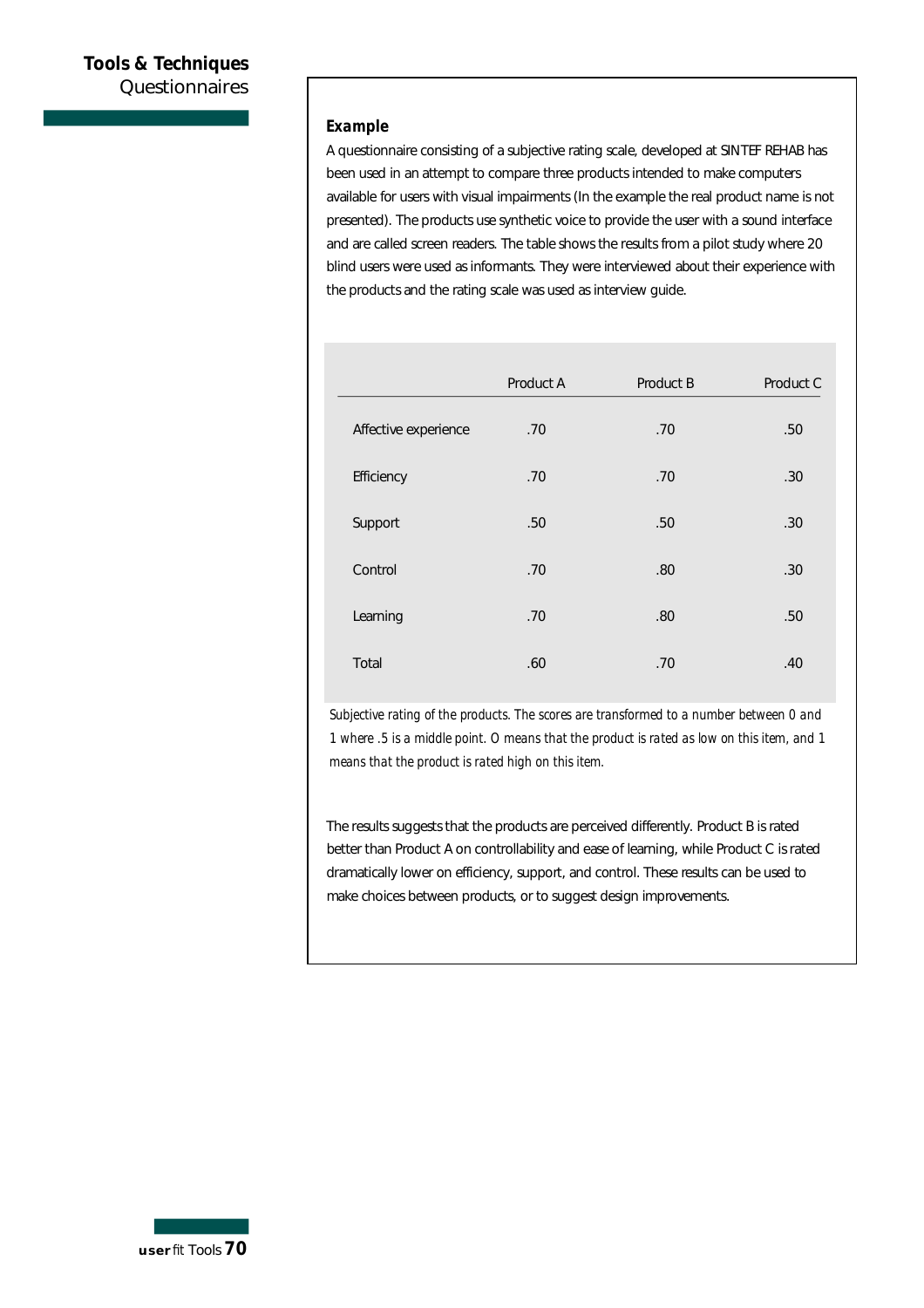### Example

A questionnaire consisting of a subjective rating scale, developed at SINTEF REHAB has been used in an attempt to compare three products intended to make computers available for users with visual impairments (In the example the real product name is not presented). The products use synthetic voice to provide the user with a sound interface and are called screen readers. The table shows the results from a pilot study where 20 blind users were used as informants. They were interviewed about their experience with the products and the rating scale was used as interview guide.

| | Product A | Product B | Product C |
|---|---|---|---|
| Affective experience | .70 | .70 | .50 |
| Efficiency | .70 | .70 | .30 |
| Support | .50 | .50 | .30 |
| Control | .70 | .80 | .30 |
| Learning | .70 | .80 | .50 |
| Total | .60 | .70 | .40 |

*Subjective rating of the products. The scores are transformed to a number between 0 and 1 where .5 is a middle point. O means that the product is rated as low on this item, and 1 means that the product is rated high on this item.*

The results suggests that the products are perceived differently. Product B is rated better than Product A on controllability and ease of learning, while Product C is rated dramatically lower on efficiency, support, and control. These results can be used to make choices between products, or to suggest design improvements.